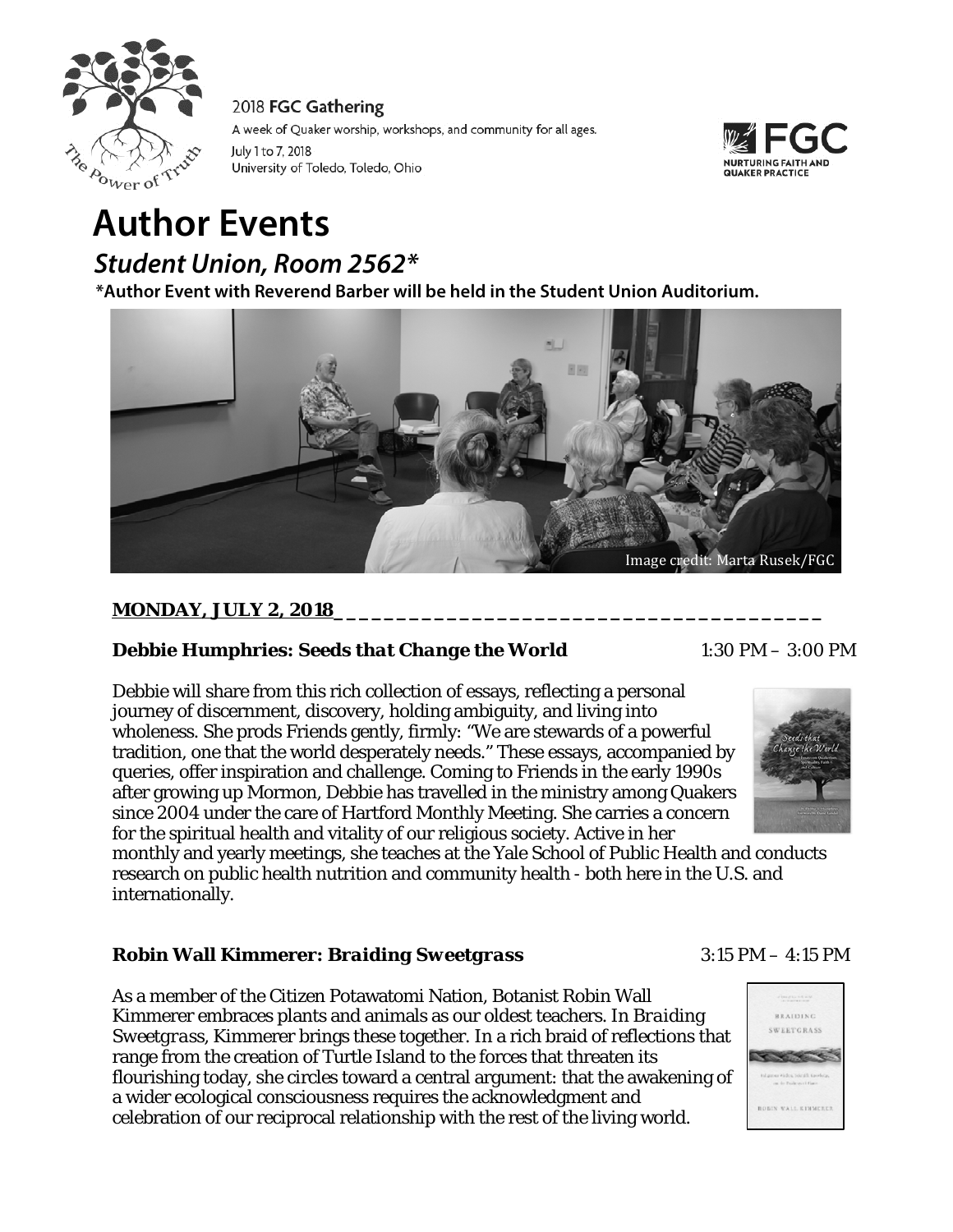2018 **FGC Gathering**

A week of Quaker worship, workshops, and community for all ages.

July 1 to 7, 2018

University of Toledo, Toledo, Ohio

# Author Events

## *Student Union, Room 2562**

**\*Author Event with Reverend Barber will be held in the Student Union Auditorium.**

Image credit: Marta Rusek/FGC

### MONDAY, JULY 2, 2018

**Debbie Humphries: *Seeds that Change the World*** 1:30 PM – 3:00 PM

Debbie will share from this rich collection of essays, reflecting a personal journey of discernment, discovery, holding ambiguity, and living into wholeness. She prods Friends gently, firmly: "We are stewards of a powerful tradition, one that the world desperately needs." These essays, accompanied by queries, offer inspiration and challenge. Coming to Friends in the early 1990s after growing up Mormon, Debbie has travelled in the ministry among Quakers since 2004 under the care of Hartford Monthly Meeting. She carries a concern for the spiritual health and vitality of our religious society. Active in her monthly and yearly meetings, she teaches at the Yale School of Public Health and conducts research on public health nutrition and community health - both here in the U.S. and internationally.

**Robin Wall Kimmerer: *Braiding Sweetgrass*** 3:15 PM – 4:15 PM

As a member of the Citizen Potawatomi Nation, Botanist Robin Wall Kimmerer embraces plants and animals as our oldest teachers. In *Braiding Sweetgrass*, Kimmerer brings these together. In a rich braid of reflections that range from the creation of Turtle Island to the forces that threaten its flourishing today, she circles toward a central argument: that the awakening of a wider ecological consciousness requires the acknowledgment and celebration of our reciprocal relationship with the rest of the living world.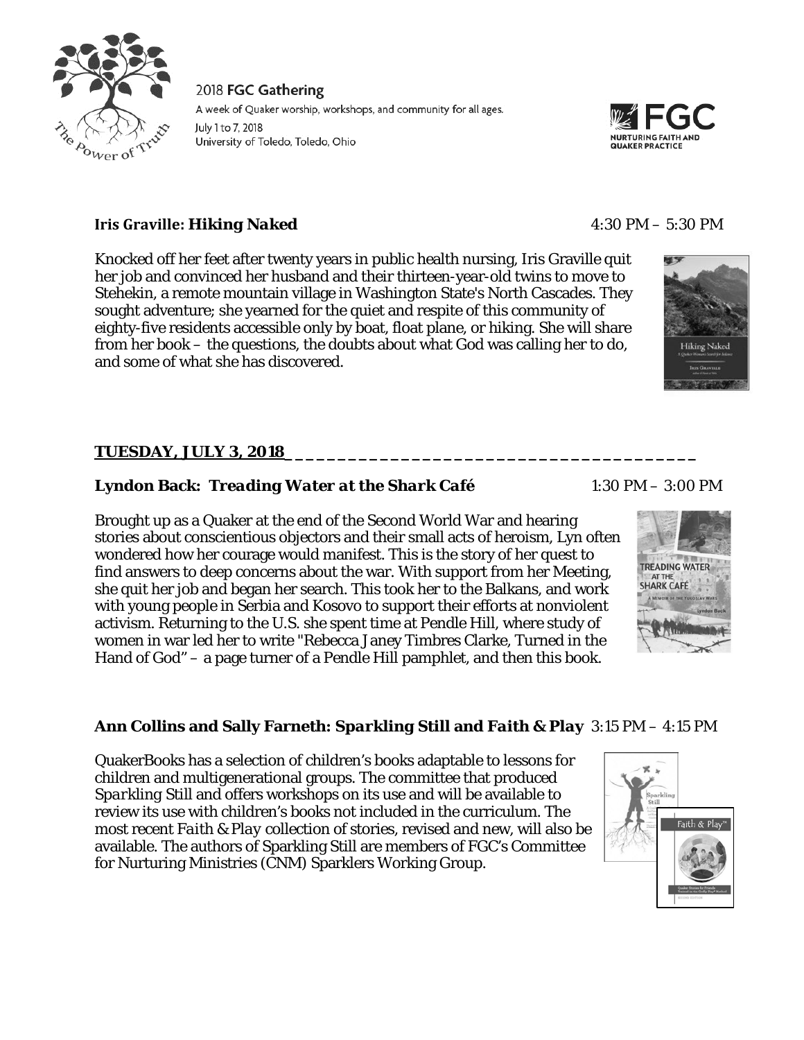**Iris Graville: *Hiking Naked*** 4:30 PM – 5:30 PM

Knocked off her feet after twenty years in public health nursing, Iris Graville quit her job and convinced her husband and their thirteen-year-old twins to move to Stehekin, a remote mountain village in Washington State's North Cascades. They sought adventure; she yearned for the quiet and respite of this community of eighty-five residents accessible only by boat, float plane, or hiking. She will share from her book – the questions, the doubts about what God was calling her to do, and some of what she has discovered.

## TUESDAY, JULY 3, 2018

**Lyndon Back: *Treading Water at the Shark Café*** 1:30 PM – 3:00 PM

Brought up as a Quaker at the end of the Second World War and hearing stories about conscientious objectors and their small acts of heroism, Lyn often wondered how her courage would manifest. This is the story of her quest to find answers to deep concerns about the war. With support from her Meeting, she quit her job and began her search. This took her to the Balkans, and work with young people in Serbia and Kosovo to support their efforts at nonviolent activism. Returning to the U.S. she spent time at Pendle Hill, where study of women in war led her to write "Rebecca Janey Timbres Clarke, Turned in the Hand of God" – a page turner of a Pendle Hill pamphlet, and then this book.

**Ann Collins and Sally Farneth: *Sparkling Still* and *Faith & Play*** 3:15 PM – 4:15 PM

QuakerBooks has a selection of children's books adaptable to lessons for children and multigenerational groups. The committee that produced *Sparkling Still* and offers workshops on its use and will be available to review its use with children's books not included in the curriculum. The most recent *Faith & Play* collection of stories, revised and new, will also be available. The authors of Sparkling Still are members of FGC's Committee for Nurturing Ministries (CNM) Sparklers Working Group.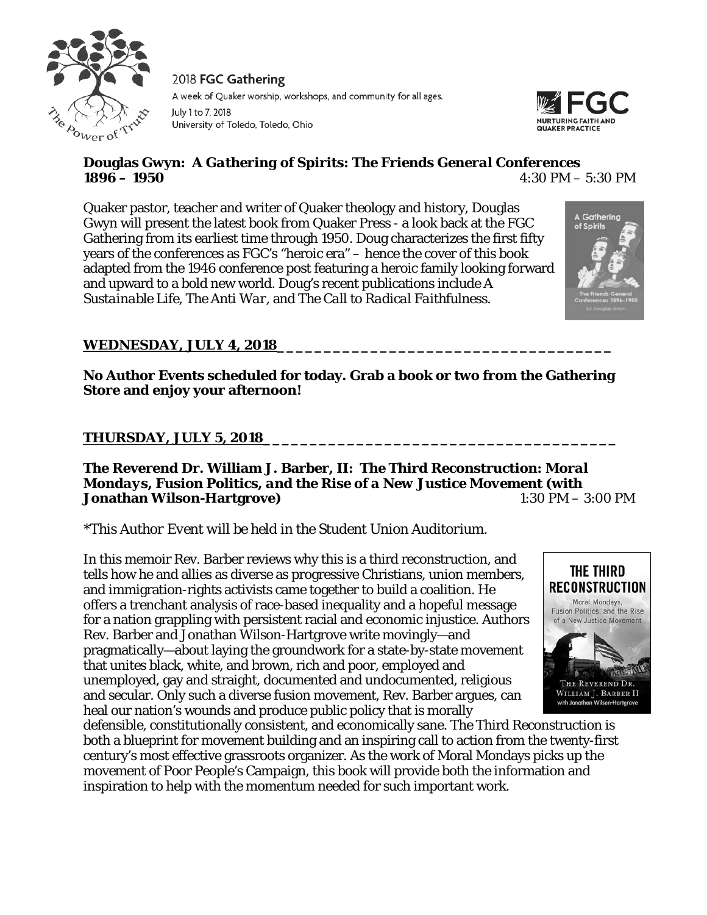**Douglas Gwyn: *A Gathering of Spirits: The Friends General Conferences 1896 – 1950*** 4:30 PM – 5:30 PM

Quaker pastor, teacher and writer of Quaker theology and history, Douglas Gwyn will present the latest book from Quaker Press - a look back at the FGC Gathering from its earliest time through 1950. Doug characterizes the first fifty years of the conferences as FGC's "heroic era" – hence the cover of this book adapted from the 1946 conference post featuring a heroic family looking forward and upward to a bold new world. Doug's recent publications include *A Sustainable Life*, *The Anti War*, and *The Call to Radical Faithfulness*.

## WEDNESDAY, JULY 4, 2018

**No Author Events scheduled for today. Grab a book or two from the Gathering Store and enjoy your afternoon!**

## THURSDAY, JULY 5, 2018

**The Reverend Dr. William J. Barber, II: *The Third Reconstruction: Moral Mondays, Fusion Politics, and the Rise of a New Justice Movement* (with Jonathan Wilson-Hartgrove)** 1:30 PM – 3:00 PM

*This Author Event will be held in the Student Union Auditorium.

In this memoir Rev. Barber reviews why this is a third reconstruction, and tells how he and allies as diverse as progressive Christians, union members, and immigration-rights activists came together to build a coalition. He offers a trenchant analysis of race-based inequality and a hopeful message for a nation grappling with persistent racial and economic injustice. Authors Rev. Barber and Jonathan Wilson-Hartgrove write movingly—and pragmatically—about laying the groundwork for a state-by-state movement that unites black, white, and brown, rich and poor, employed and unemployed, gay and straight, documented and undocumented, religious and secular. Only such a diverse fusion movement, Rev. Barber argues, can heal our nation's wounds and produce public policy that is morally defensible, constitutionally consistent, and economically sane. The Third Reconstruction is both a blueprint for movement building and an inspiring call to action from the twenty-first century's most effective grassroots organizer. As the work of Moral Mondays picks up the movement of Poor People's Campaign, this book will provide both the information and inspiration to help with the momentum needed for such important work.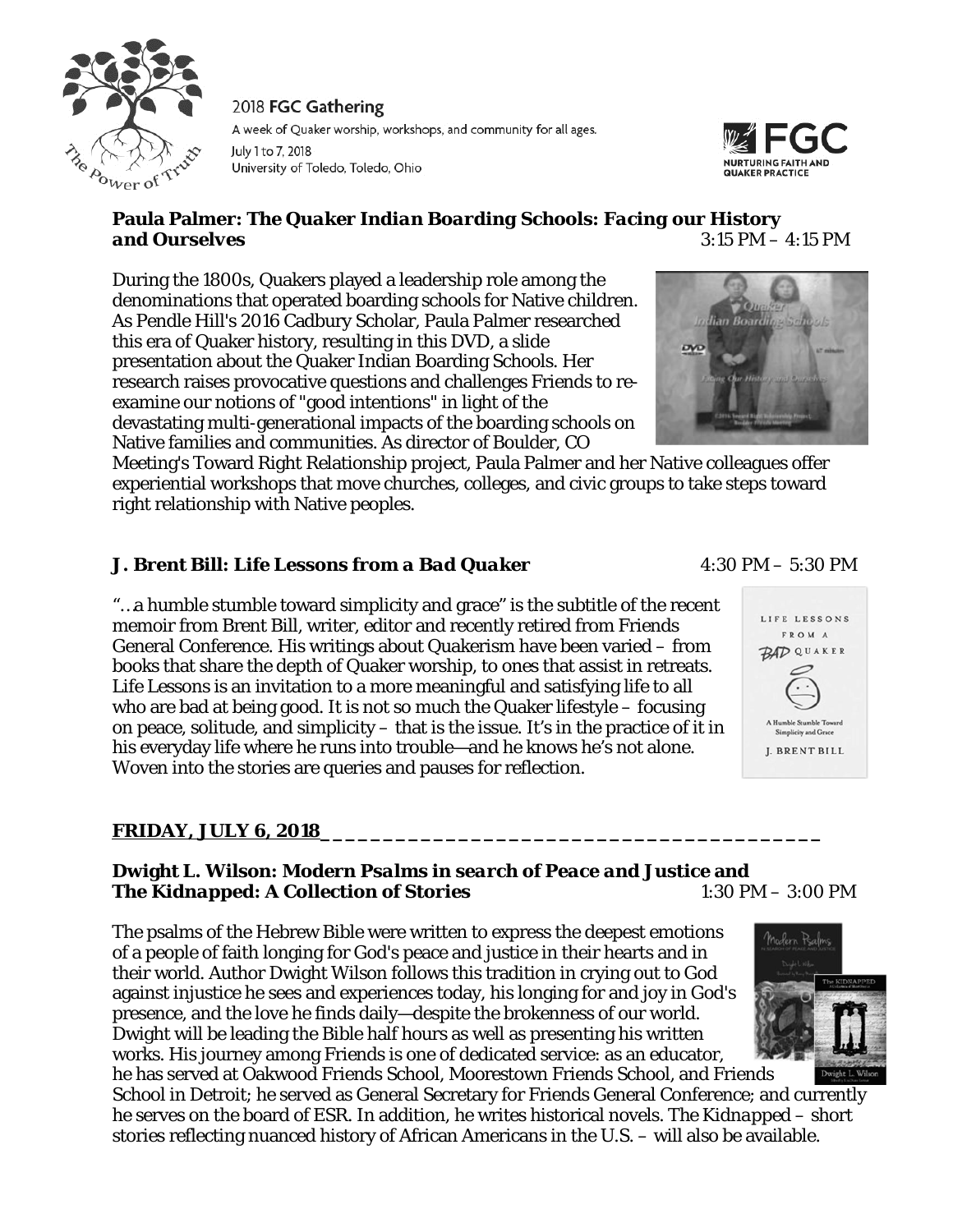**Paula Palmer: *The Quaker Indian Boarding Schools: Facing our History and Ourselves*** 3:15 PM – 4:15 PM

During the 1800s, Quakers played a leadership role among the denominations that operated boarding schools for Native children. As Pendle Hill's 2016 Cadbury Scholar, Paula Palmer researched this era of Quaker history, resulting in this DVD, a slide presentation about the Quaker Indian Boarding Schools. Her research raises provocative questions and challenges Friends to re-examine our notions of "good intentions" in light of the devastating multi-generational impacts of the boarding schools on Native families and communities. As director of Boulder, CO Meeting's Toward Right Relationship project, Paula Palmer and her Native colleagues offer experiential workshops that move churches, colleges, and civic groups to take steps toward right relationship with Native peoples.

**J. Brent Bill: *Life Lessons from a Bad Quaker*** 4:30 PM – 5:30 PM

"…a humble stumble toward simplicity and grace" is the subtitle of the recent memoir from Brent Bill, writer, editor and recently retired from Friends General Conference. His writings about Quakerism have been varied – from books that share the depth of Quaker worship, to ones that assist in retreats. Life Lessons is an invitation to a more meaningful and satisfying life to all who are bad at being good. It is not so much the Quaker lifestyle – focusing on peace, solitude, and simplicity – that is the issue. It's in the practice of it in his everyday life where he runs into trouble—and he knows he's not alone. Woven into the stories are queries and pauses for reflection.

## FRIDAY, JULY 6, 2018

**Dwight L. Wilson: *Modern Psalms in search of Peace and Justice* and *The Kidnapped: A Collection of Stories*** 1:30 PM – 3:00 PM

The psalms of the Hebrew Bible were written to express the deepest emotions of a people of faith longing for God's peace and justice in their hearts and in their world. Author Dwight Wilson follows this tradition in crying out to God against injustice he sees and experiences today, his longing for and joy in God's presence, and the love he finds daily—despite the brokenness of our world. Dwight will be leading the Bible half hours as well as presenting his written works. His journey among Friends is one of dedicated service: as an educator, he has served at Oakwood Friends School, Moorestown Friends School, and Friends School in Detroit; he served as General Secretary for Friends General Conference; and currently he serves on the board of ESR. In addition, he writes historical novels. *The Kidnapped* – short stories reflecting nuanced history of African Americans in the U.S. – will also be available.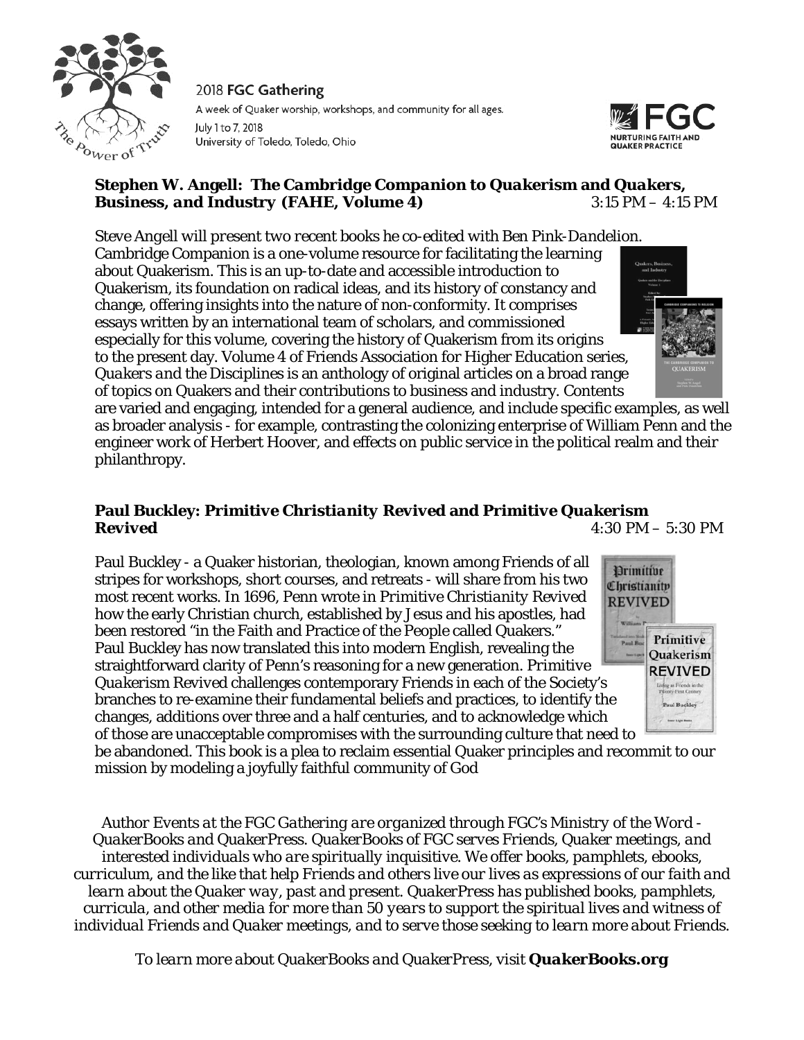2018 **FGC Gathering**

A week of Quaker worship, workshops, and community for all ages.

July 1 to 7, 2018

University of Toledo, Toledo, Ohio

### ***Stephen W. Angell: The Cambridge Companion to Quakerism and Quakers, Business, and Industry (FAHE, Volume 4)*** 3:15 PM – 4:15 PM

Steve Angell will present two recent books he co-edited with Ben Pink-Dandelion. Cambridge Companion is a one-volume resource for facilitating the learning about Quakerism. This is an up-to-date and accessible introduction to Quakerism, its foundation on radical ideas, and its history of constancy and change, offering insights into the nature of non-conformity. It comprises essays written by an international team of scholars, and commissioned especially for this volume, covering the history of Quakerism from its origins to the present day. Volume 4 of Friends Association for Higher Education series, *Quakers and the Disciplines* is an anthology of original articles on a broad range of topics on Quakers and their contributions to business and industry. Contents are varied and engaging, intended for a general audience, and include specific examples, as well as broader analysis - for example, contrasting the colonizing enterprise of William Penn and the engineer work of Herbert Hoover, and effects on public service in the political realm and their philanthropy.

### ***Paul Buckley: Primitive Christianity Revived and Primitive Quakerism Revived*** 4:30 PM – 5:30 PM

Paul Buckley - a Quaker historian, theologian, known among Friends of all stripes for workshops, short courses, and retreats - will share from his two most recent works. In 1696, Penn wrote in *Primitive Christianity Revived* how the early Christian church, established by Jesus and his apostles, had been restored "in the Faith and Practice of the People called Quakers." Paul Buckley has now translated this into modern English, revealing the straightforward clarity of Penn's reasoning for a new generation. *Primitive Quakerism Revived* challenges contemporary Friends in each of the Society's branches to re-examine their fundamental beliefs and practices, to identify the changes, additions over three and a half centuries, and to acknowledge which of those are unacceptable compromises with the surrounding culture that need to be abandoned. This book is a plea to reclaim essential Quaker principles and recommit to our mission by modeling a joyfully faithful community of God

*Author Events at the FGC Gathering are organized through FGC's Ministry of the Word - QuakerBooks and QuakerPress. QuakerBooks of FGC serves Friends, Quaker meetings, and interested individuals who are spiritually inquisitive. We offer books, pamphlets, ebooks, curriculum, and the like that help Friends and others live our lives as expressions of our faith and learn about the Quaker way, past and present. QuakerPress has published books, pamphlets, curricula, and other media for more than 50 years to support the spiritual lives and witness of individual Friends and Quaker meetings, and to serve those seeking to learn more about Friends.*

*To learn more about QuakerBooks and QuakerPress, visit* ***QuakerBooks.org***